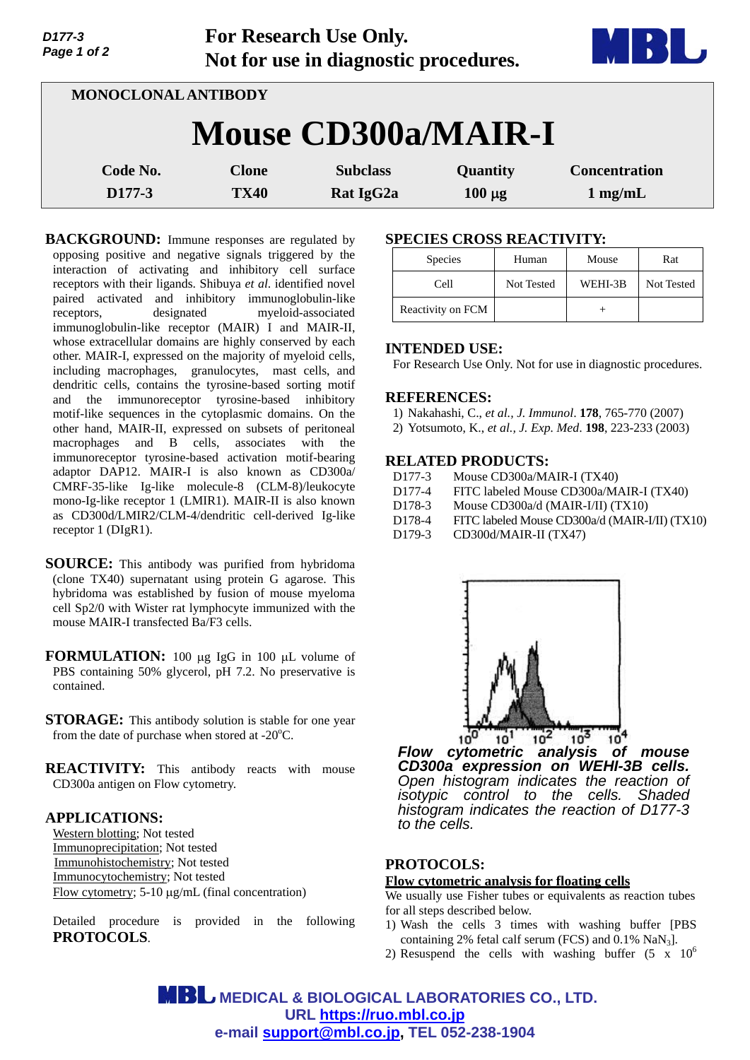**For Research Use Only.**
**Not for use in diagnostic procedures.**

MONOCLONAL ANTIBODY

# Mouse CD300a/MAIR-I

| Code No. | Clone | Subclass | Quantity | Concentration |
|---|---|---|---|---|
| D177-3 | TX40 | Rat IgG2a | 100 µg | 1 mg/mL |

**BACKGROUND:** Immune responses are regulated by opposing positive and negative signals triggered by the interaction of activating and inhibitory cell surface receptors with their ligands. Shibuya *et al.* identified novel paired activated and inhibitory immunoglobulin-like receptors, designated myeloid-associated immunoglobulin-like receptor (MAIR) I and MAIR-II, whose extracellular domains are highly conserved by each other. MAIR-I, expressed on the majority of myeloid cells, including macrophages, granulocytes, mast cells, and dendritic cells, contains the tyrosine-based sorting motif and the immunoreceptor tyrosine-based inhibitory motif-like sequences in the cytoplasmic domains. On the other hand, MAIR-II, expressed on subsets of peritoneal macrophages and B cells, associates with the immunoreceptor tyrosine-based activation motif-bearing adaptor DAP12. MAIR-I is also known as CD300a/ CMRF-35-like Ig-like molecule-8 (CLM-8)/leukocyte mono-Ig-like receptor 1 (LMIR1). MAIR-II is also known as CD300d/LMIR2/CLM-4/dendritic cell-derived Ig-like receptor 1 (DIgR1).

**SOURCE:** This antibody was purified from hybridoma (clone TX40) supernatant using protein G agarose. This hybridoma was established by fusion of mouse myeloma cell Sp2/0 with Wister rat lymphocyte immunized with the mouse MAIR-I transfected Ba/F3 cells.

**FORMULATION:** 100 µg IgG in 100 µL volume of PBS containing 50% glycerol, pH 7.2. No preservative is contained.

**STORAGE:** This antibody solution is stable for one year from the date of purchase when stored at -20°C.

**REACTIVITY:** This antibody reacts with mouse CD300a antigen on Flow cytometry.

**APPLICATIONS:**

Western blotting; Not tested
Immunoprecipitation; Not tested
Immunohistochemistry; Not tested
Immunocytochemistry; Not tested
Flow cytometry; 5-10 µg/mL (final concentration)

Detailed procedure is provided in the following **PROTOCOLS**.

**SPECIES CROSS REACTIVITY:**

| Species | Human | Mouse | Rat |
|---|---|---|---|
| Cell | Not Tested | WEHI-3B | Not Tested |
| Reactivity on FCM | | + | |

**INTENDED USE:**

For Research Use Only. Not for use in diagnostic procedures.

**REFERENCES:**

1) Nakahashi, C., *et al., J. Immunol*. **178**, 765-770 (2007)
2) Yotsumoto, K., *et al., J. Exp. Med*. **198**, 223-233 (2003)

**RELATED PRODUCTS:**

D177-3 Mouse CD300a/MAIR-I (TX40)
D177-4 FITC labeled Mouse CD300a/MAIR-I (TX40)
D178-3 Mouse CD300a/d (MAIR-I/II) (TX10)
D178-4 FITC labeled Mouse CD300a/d (MAIR-I/II) (TX10)
D179-3 CD300d/MAIR-II (TX47)

***Flow cytometric analysis of mouse CD300a expression on WEHI-3B cells.*** *Open histogram indicates the reaction of isotypic control to the cells. Shaded histogram indicates the reaction of D177-3 to the cells.*

**PROTOCOLS:**

**Flow cytometric analysis for floating cells**

We usually use Fisher tubes or equivalents as reaction tubes for all steps described below.

1) Wash the cells 3 times with washing buffer [PBS containing 2% fetal calf serum (FCS) and 0.1% $NaN_3$].
2) Resuspend the cells with washing buffer (5 x $10^6$

MEDICAL & BIOLOGICAL LABORATORIES CO., LTD.
URL https://ruo.mbl.co.jp
e-mail support@mbl.co.jp, TEL 052-238-1904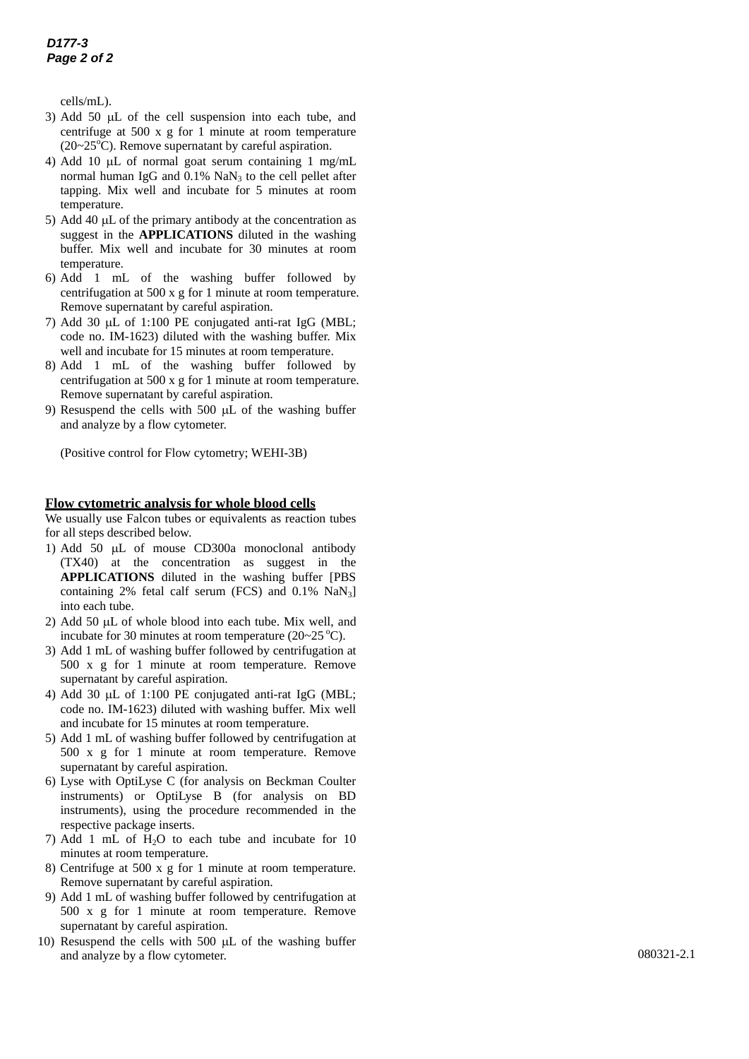cells/mL).

3) Add 50 μL of the cell suspension into each tube, and centrifuge at 500 x g for 1 minute at room temperature (20~25°C). Remove supernatant by careful aspiration.
4) Add 10 μL of normal goat serum containing 1 mg/mL normal human IgG and 0.1% $NaN_3$ to the cell pellet after tapping. Mix well and incubate for 5 minutes at room temperature.
5) Add 40 μL of the primary antibody at the concentration as suggest in the **APPLICATIONS** diluted in the washing buffer. Mix well and incubate for 30 minutes at room temperature.
6) Add 1 mL of the washing buffer followed by centrifugation at 500 x g for 1 minute at room temperature. Remove supernatant by careful aspiration.
7) Add 30 μL of 1:100 PE conjugated anti-rat IgG (MBL; code no. IM-1623) diluted with the washing buffer. Mix well and incubate for 15 minutes at room temperature.
8) Add 1 mL of the washing buffer followed by centrifugation at 500 x g for 1 minute at room temperature. Remove supernatant by careful aspiration.
9) Resuspend the cells with 500 μL of the washing buffer and analyze by a flow cytometer.

(Positive control for Flow cytometry; WEHI-3B)

## Flow cytometric analysis for whole blood cells

We usually use Falcon tubes or equivalents as reaction tubes for all steps described below.

1) Add 50 μL of mouse CD300a monoclonal antibody (TX40) at the concentration as suggest in the **APPLICATIONS** diluted in the washing buffer [PBS containing 2% fetal calf serum (FCS) and 0.1% $NaN_3$] into each tube.
2) Add 50 μL of whole blood into each tube. Mix well, and incubate for 30 minutes at room temperature (20~25°C).
3) Add 1 mL of washing buffer followed by centrifugation at 500 x g for 1 minute at room temperature. Remove supernatant by careful aspiration.
4) Add 30 μL of 1:100 PE conjugated anti-rat IgG (MBL; code no. IM-1623) diluted with washing buffer. Mix well and incubate for 15 minutes at room temperature.
5) Add 1 mL of washing buffer followed by centrifugation at 500 x g for 1 minute at room temperature. Remove supernatant by careful aspiration.
6) Lyse with OptiLyse C (for analysis on Beckman Coulter instruments) or OptiLyse B (for analysis on BD instruments), using the procedure recommended in the respective package inserts.
7) Add 1 mL of $H_2O$ to each tube and incubate for 10 minutes at room temperature.
8) Centrifuge at 500 x g for 1 minute at room temperature. Remove supernatant by careful aspiration.
9) Add 1 mL of washing buffer followed by centrifugation at 500 x g for 1 minute at room temperature. Remove supernatant by careful aspiration.
10) Resuspend the cells with 500 μL of the washing buffer and analyze by a flow cytometer.

080321-2.1